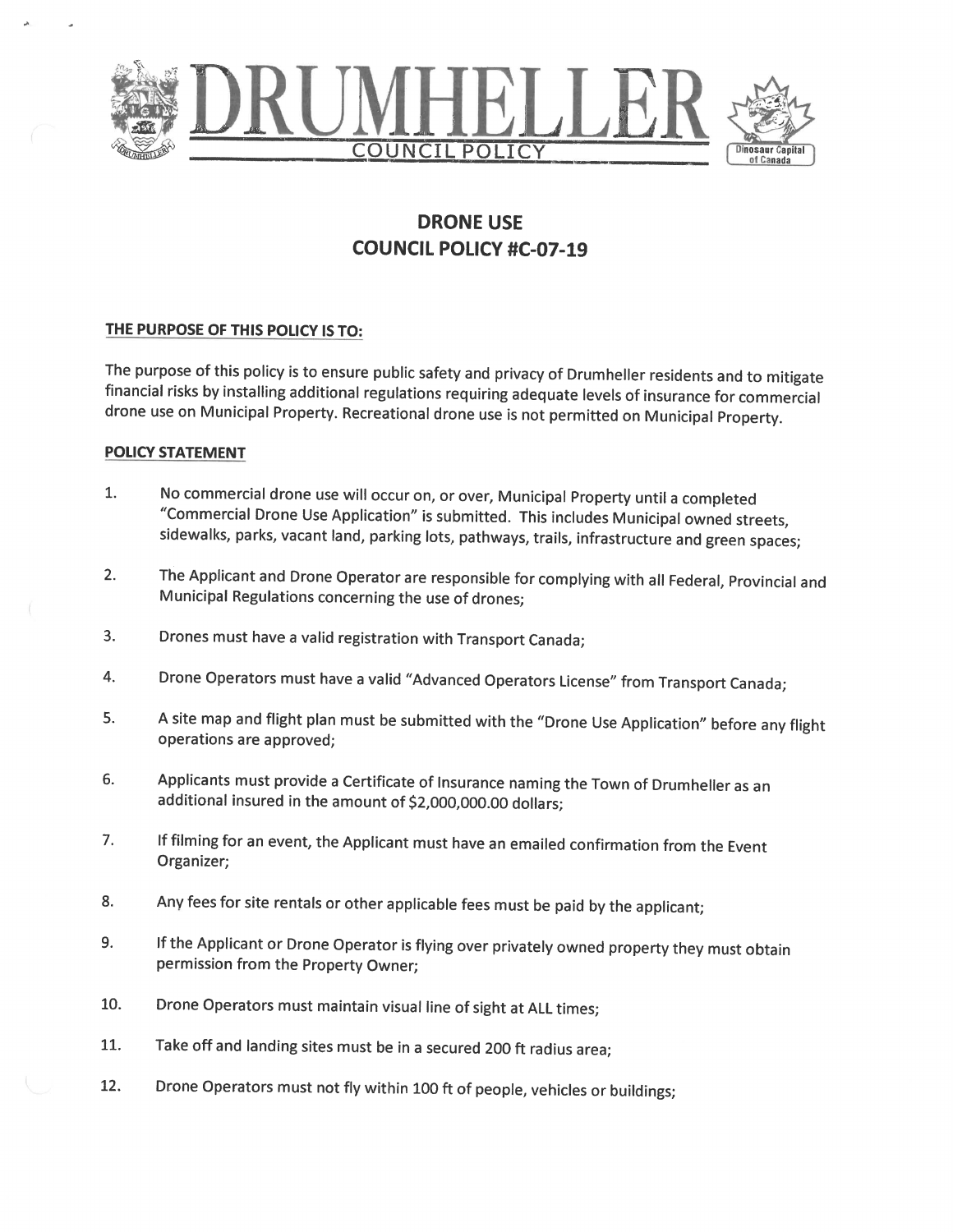# DRUMHELLER

COUNCIL POLICY

Dinosaur Capital of Canada

## DRONE USE
## COUNCIL POLICY #C-07-19

### THE PURPOSE OF THIS POLICY IS TO:

The purpose of this policy is to ensure public safety and privacy of Drumheller residents and to mitigate financial risks by installing additional regulations requiring adequate levels of insurance for commercial drone use on Municipal Property. Recreational drone use is not permitted on Municipal Property.

### POLICY STATEMENT

1. No commercial drone use will occur on, or over, Municipal Property until a completed "Commercial Drone Use Application" is submitted. This includes Municipal owned streets, sidewalks, parks, vacant land, parking lots, pathways, trails, infrastructure and green spaces;

2. The Applicant and Drone Operator are responsible for complying with all Federal, Provincial and Municipal Regulations concerning the use of drones;

3. Drones must have a valid registration with Transport Canada;

4. Drone Operators must have a valid "Advanced Operators License" from Transport Canada;

5. A site map and flight plan must be submitted with the "Drone Use Application" before any flight operations are approved;

6. Applicants must provide a Certificate of Insurance naming the Town of Drumheller as an additional insured in the amount of $2,000,000.00 dollars;

7. If filming for an event, the Applicant must have an emailed confirmation from the Event Organizer;

8. Any fees for site rentals or other applicable fees must be paid by the applicant;

9. If the Applicant or Drone Operator is flying over privately owned property they must obtain permission from the Property Owner;

10. Drone Operators must maintain visual line of sight at ALL times;

11. Take off and landing sites must be in a secured 200 ft radius area;

12. Drone Operators must not fly within 100 ft of people, vehicles or buildings;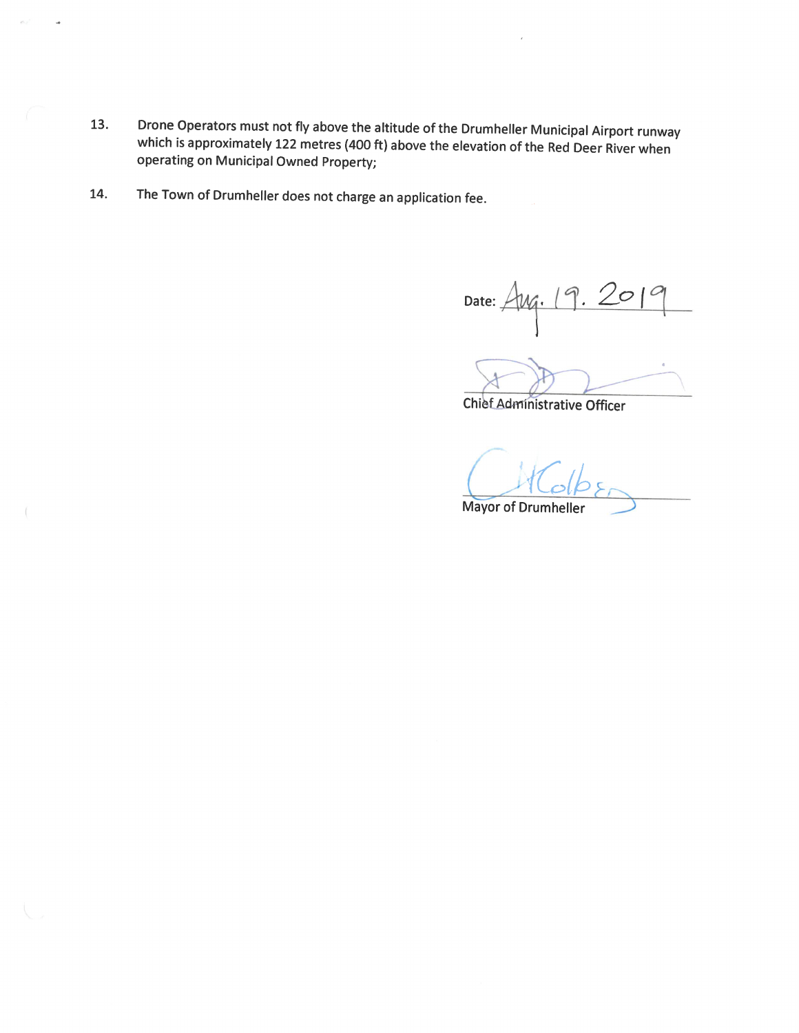13. Drone Operators must not fly above the altitude of the Drumheller Municipal Airport runway which is approximately 122 metres (400 ft) above the elevation of the Red Deer River when operating on Municipal Owned Property;

14. The Town of Drumheller does not charge an application fee.

Date: Aug. 19. 2019

Chief Administrative Officer

Mayor of Drumheller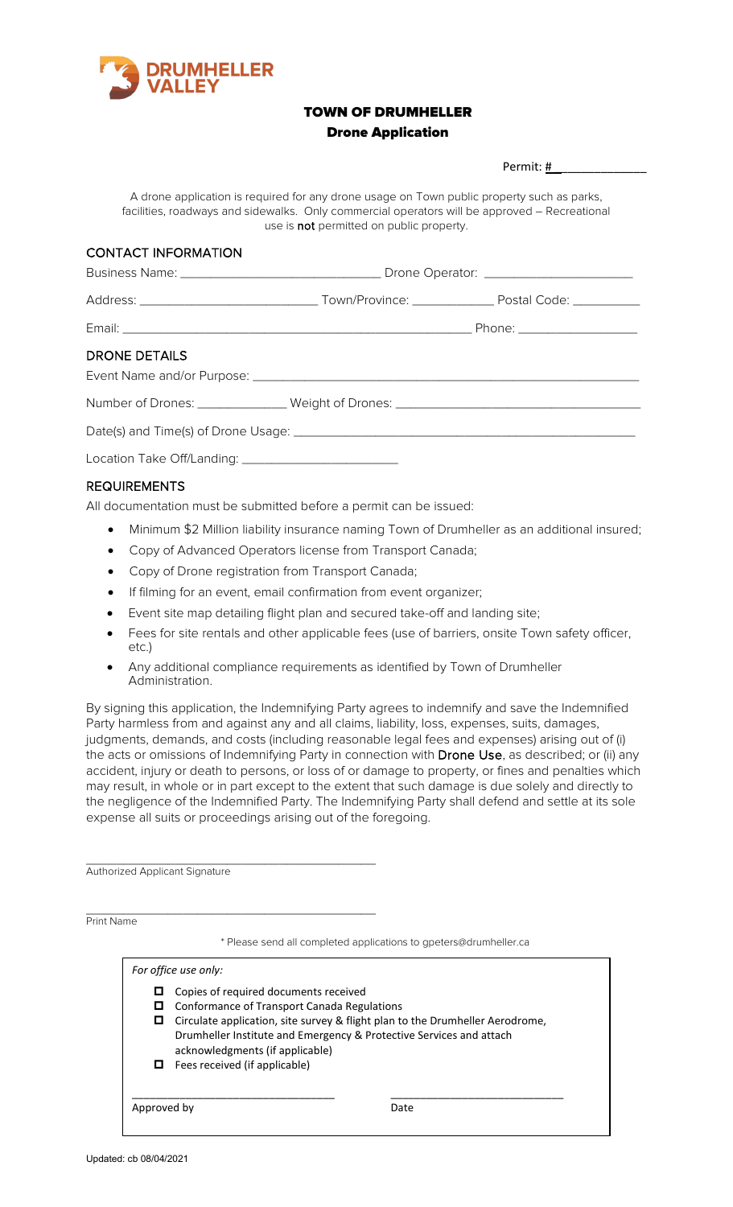# TOWN OF DRUMHELLER

## Drone Application

Permit: #____________

A drone application is required for any drone usage on Town public property such as parks, facilities, roadways and sidewalks. Only commercial operators will be approved – Recreational use is **not** permitted on public property.

### CONTACT INFORMATION

Business Name: ____________________________ Drone Operator: ____________________

Address: ________________________ Town/Province: ___________ Postal Code: _________

Email: ________________________________________________ Phone: ________________

### DRONE DETAILS

Event Name and/or Purpose: ____________________________________________________

Number of Drones: ____________ Weight of Drones: ________________________________

Date(s) and Time(s) of Drone Usage: _____________________________________________

Location Take Off/Landing: _____________________

### REQUIREMENTS

All documentation must be submitted before a permit can be issued:

- Minimum $2 Million liability insurance naming Town of Drumheller as an additional insured;
- Copy of Advanced Operators license from Transport Canada;
- Copy of Drone registration from Transport Canada;
- If filming for an event, email confirmation from event organizer;
- Event site map detailing flight plan and secured take-off and landing site;
- Fees for site rentals and other applicable fees (use of barriers, onsite Town safety officer, etc.)
- Any additional compliance requirements as identified by Town of Drumheller Administration.

By signing this application, the Indemnifying Party agrees to indemnify and save the Indemnified Party harmless from and against any and all claims, liability, loss, expenses, suits, damages, judgments, demands, and costs (including reasonable legal fees and expenses) arising out of (i) the acts or omissions of Indemnifying Party in connection with **Drone Use**, as described; or (ii) any accident, injury or death to persons, or loss of or damage to property, or fines and penalties which may result, in whole or in part except to the extent that such damage is due solely and directly to the negligence of the Indemnified Party. The Indemnifying Party shall defend and settle at its sole expense all suits or proceedings arising out of the foregoing.

________________________________________
Authorized Applicant Signature

________________________________________
Print Name

\* Please send all completed applications to gpeters@drumheller.ca

*For office use only:*

- ☐ Copies of required documents received
- ☐ Conformance of Transport Canada Regulations
- ☐ Circulate application, site survey & flight plan to the Drumheller Aerodrome, Drumheller Institute and Emergency & Protective Services and attach acknowledgments (if applicable)
- ☐ Fees received (if applicable)

______________________________ ______________________________
Approved by Date

Updated: cb 08/04/2021